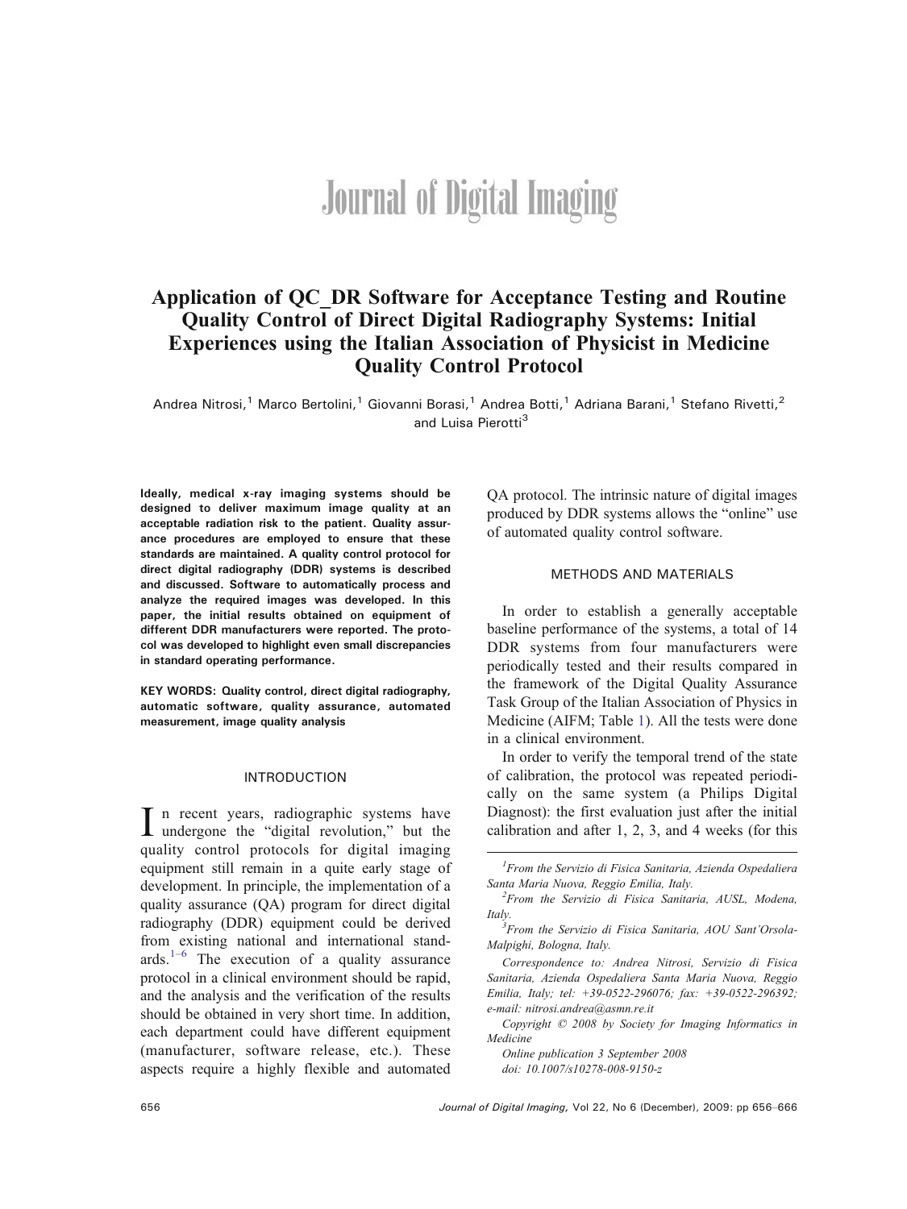Journal of Digital Imaging

# Application of QC_DR Software for Acceptance Testing and Routine Quality Control of Direct Digital Radiography Systems: Initial Experiences using the Italian Association of Physicist in Medicine Quality Control Protocol

Andrea Nitrosi,[1] Marco Bertolini,[1] Giovanni Borasi,[1] Andrea Botti,[1] Adriana Barani,[1] Stefano Rivetti,[2] and Luisa Pierotti[3]

**Ideally, medical x-ray imaging systems should be designed to deliver maximum image quality at an acceptable radiation risk to the patient. Quality assurance procedures are employed to ensure that these standards are maintained. A quality control protocol for direct digital radiography (DDR) systems is described and discussed. Software to automatically process and analyze the required images was developed. In this paper, the initial results obtained on equipment of different DDR manufacturers were reported. The protocol was developed to highlight even small discrepancies in standard operating performance.**

**KEY WORDS: Quality control, direct digital radiography, automatic software, quality assurance, automated measurement, image quality analysis**

## INTRODUCTION

In recent years, radiographic systems have undergone the "digital revolution," but the quality control protocols for digital imaging equipment still remain in a quite early stage of development. In principle, the implementation of a quality assurance (QA) program for direct digital radiography (DDR) equipment could be derived from existing national and international standards.[1–6] The execution of a quality assurance protocol in a clinical environment should be rapid, and the analysis and the verification of the results should be obtained in very short time. In addition, each department could have different equipment (manufacturer, software release, etc.). These aspects require a highly flexible and automated QA protocol. The intrinsic nature of digital images produced by DDR systems allows the "online" use of automated quality control software.

## METHODS AND MATERIALS

In order to establish a generally acceptable baseline performance of the systems, a total of 14 DDR systems from four manufacturers were periodically tested and their results compared in the framework of the Digital Quality Assurance Task Group of the Italian Association of Physics in Medicine (AIFM; Table 1). All the tests were done in a clinical environment.

In order to verify the temporal trend of the state of calibration, the protocol was repeated periodically on the same system (a Philips Digital Diagnost): the first evaluation just after the initial calibration and after 1, 2, 3, and 4 weeks (for this

---

[1] *From the Servizio di Fisica Sanitaria, Azienda Ospedaliera Santa Maria Nuova, Reggio Emilia, Italy.*

[2] *From the Servizio di Fisica Sanitaria, AUSL, Modena, Italy.*

[3] *From the Servizio di Fisica Sanitaria, AOU Sant'Orsola-Malpighi, Bologna, Italy.*

*Correspondence to: Andrea Nitrosi, Servizio di Fisica Sanitaria, Azienda Ospedaliera Santa Maria Nuova, Reggio Emilia, Italy; tel: +39-0522-296076; fax: +39-0522-296392; e-mail: nitrosi.andrea@asmn.re.it*

*Copyright © 2008 by Society for Imaging Informatics in Medicine*

*Online publication 3 September 2008*

*doi: 10.1007/s10278-008-9150-z*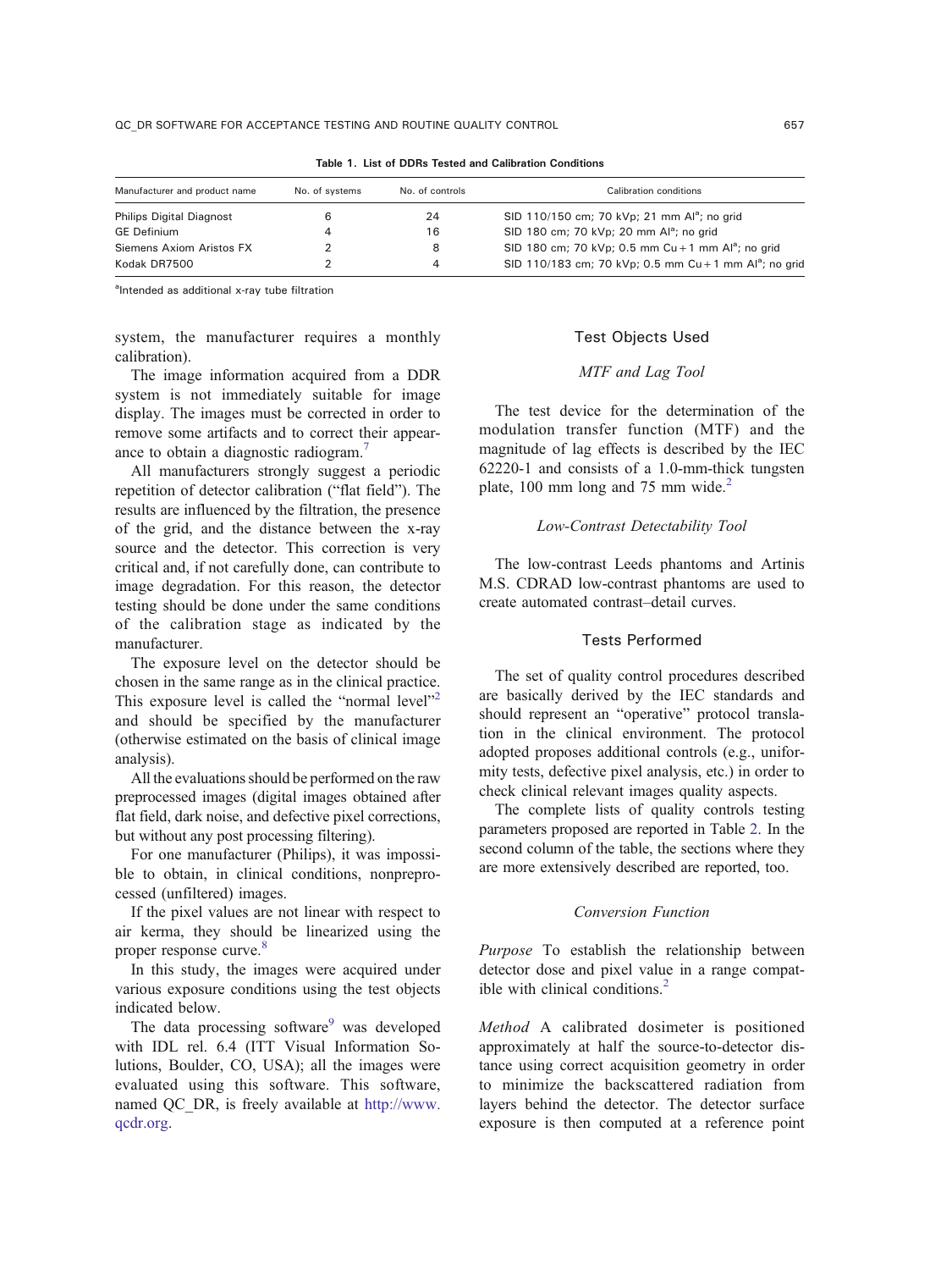**Table 1. List of DDRs Tested and Calibration Conditions**

| Manufacturer and product name | No. of systems | No. of controls | Calibration conditions |
|---|---|---|---|
| Philips Digital Diagnost | 6 | 24 | SID 110/150 cm; 70 kVp; 21 mm Al[a]; no grid |
| GE Definium | 4 | 16 | SID 180 cm; 70 kVp; 20 mm Al[a]; no grid |
| Siemens Axiom Aristos FX | 2 | 8 | SID 180 cm; 70 kVp; 0.5 mm Cu + 1 mm Al[a]; no grid |
| Kodak DR7500 | 2 | 4 | SID 110/183 cm; 70 kVp; 0.5 mm Cu + 1 mm Al[a]; no grid |

[a]Intended as additional x-ray tube filtration

system, the manufacturer requires a monthly calibration).

The image information acquired from a DDR system is not immediately suitable for image display. The images must be corrected in order to remove some artifacts and to correct their appearance to obtain a diagnostic radiogram.[7]

All manufacturers strongly suggest a periodic repetition of detector calibration ("flat field"). The results are influenced by the filtration, the presence of the grid, and the distance between the x-ray source and the detector. This correction is very critical and, if not carefully done, can contribute to image degradation. For this reason, the detector testing should be done under the same conditions of the calibration stage as indicated by the manufacturer.

The exposure level on the detector should be chosen in the same range as in the clinical practice. This exposure level is called the "normal level"[2] and should be specified by the manufacturer (otherwise estimated on the basis of clinical image analysis).

All the evaluations should be performed on the raw preprocessed images (digital images obtained after flat field, dark noise, and defective pixel corrections, but without any post processing filtering).

For one manufacturer (Philips), it was impossible to obtain, in clinical conditions, nonpreprocessed (unfiltered) images.

If the pixel values are not linear with respect to air kerma, they should be linearized using the proper response curve.[8]

In this study, the images were acquired under various exposure conditions using the test objects indicated below.

The data processing software[9] was developed with IDL rel. 6.4 (ITT Visual Information Solutions, Boulder, CO, USA); all the images were evaluated using this software. This software, named QC_DR, is freely available at http://www.qcdr.org.

## Test Objects Used

### *MTF and Lag Tool*

The test device for the determination of the modulation transfer function (MTF) and the magnitude of lag effects is described by the IEC 62220-1 and consists of a 1.0-mm-thick tungsten plate, 100 mm long and 75 mm wide.[2]

### *Low-Contrast Detectability Tool*

The low-contrast Leeds phantoms and Artinis M.S. CDRAD low-contrast phantoms are used to create automated contrast–detail curves.

## Tests Performed

The set of quality control procedures described are basically derived by the IEC standards and should represent an "operative" protocol translation in the clinical environment. The protocol adopted proposes additional controls (e.g., uniformity tests, defective pixel analysis, etc.) in order to check clinical relevant images quality aspects.

The complete lists of quality controls testing parameters proposed are reported in Table 2. In the second column of the table, the sections where they are more extensively described are reported, too.

### *Conversion Function*

*Purpose* To establish the relationship between detector dose and pixel value in a range compatible with clinical conditions.[2]

*Method* A calibrated dosimeter is positioned approximately at half the source-to-detector distance using correct acquisition geometry in order to minimize the backscattered radiation from layers behind the detector. The detector surface exposure is then computed at a reference point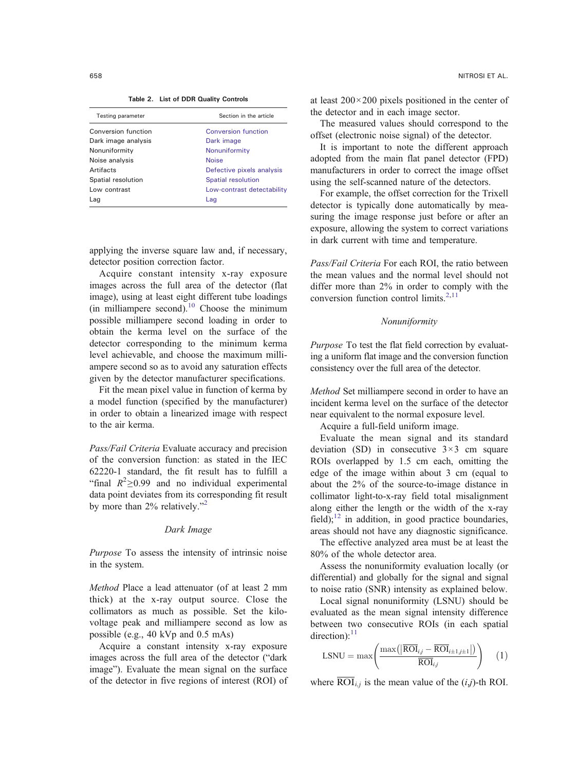**Table 2. List of DDR Quality Controls**

| Testing parameter | Section in the article |
|---|---|
| Conversion function | Conversion function |
| Dark image analysis | Dark image |
| Nonuniformity | Nonuniformity |
| Noise analysis | Noise |
| Artifacts | Defective pixels analysis |
| Spatial resolution | Spatial resolution |
| Low contrast | Low-contrast detectability |
| Lag | Lag |

applying the inverse square law and, if necessary, detector position correction factor.

Acquire constant intensity x-ray exposure images across the full area of the detector (flat image), using at least eight different tube loadings (in milliampere second).[10] Choose the minimum possible milliampere second loading in order to obtain the kerma level on the surface of the detector corresponding to the minimum kerma level achievable, and choose the maximum milliampere second so as to avoid any saturation effects given by the detector manufacturer specifications.

Fit the mean pixel value in function of kerma by a model function (specified by the manufacturer) in order to obtain a linearized image with respect to the air kerma.

*Pass/Fail Criteria* Evaluate accuracy and precision of the conversion function: as stated in the IEC 62220-1 standard, the fit result has to fulfill a "final $R^2 \geq 0.99$ and no individual experimental data point deviates from its corresponding fit result by more than 2% relatively."[2]

### Dark Image

*Purpose* To assess the intensity of intrinsic noise in the system.

*Method* Place a lead attenuator (of at least 2 mm thick) at the x-ray output source. Close the collimators as much as possible. Set the kilovoltage peak and milliampere second as low as possible (e.g., 40 kVp and 0.5 mAs)

Acquire a constant intensity x-ray exposure images across the full area of the detector ("dark image"). Evaluate the mean signal on the surface of the detector in five regions of interest (ROI) of at least $200 \times 200$ pixels positioned in the center of the detector and in each image sector.

The measured values should correspond to the offset (electronic noise signal) of the detector.

It is important to note the different approach adopted from the main flat panel detector (FPD) manufacturers in order to correct the image offset using the self-scanned nature of the detectors.

For example, the offset correction for the Trixell detector is typically done automatically by measuring the image response just before or after an exposure, allowing the system to correct variations in dark current with time and temperature.

*Pass/Fail Criteria* For each ROI, the ratio between the mean values and the normal level should not differ more than 2% in order to comply with the conversion function control limits.[2,11]

### Nonuniformity

*Purpose* To test the flat field correction by evaluating a uniform flat image and the conversion function consistency over the full area of the detector.

*Method* Set milliampere second in order to have an incident kerma level on the surface of the detector near equivalent to the normal exposure level.

Acquire a full-field uniform image.

Evaluate the mean signal and its standard deviation (SD) in consecutive $3 \times 3$ cm square ROIs overlapped by 1.5 cm each, omitting the edge of the image within about 3 cm (equal to about the 2% of the source-to-image distance in collimator light-to-x-ray field total misalignment along either the length or the width of the x-ray field);[12] in addition, in good practice boundaries, areas should not have any diagnostic significance.

The effective analyzed area must be at least the 80% of the whole detector area.

Assess the nonuniformity evaluation locally (or differential) and globally for the signal and signal to noise ratio (SNR) intensity as explained below.

Local signal nonuniformity (LSNU) should be evaluated as the mean signal intensity difference between two consecutive ROIs (in each spatial direction):[11]

$$\mathrm{LSNU} = \max\left(\frac{\max\left(\left|\overline{\mathrm{ROI}}_{i,j} - \overline{\mathrm{ROI}}_{i\pm1,j\pm1}\right|\right)}{\overline{\mathrm{ROI}}_{i,j}}\right) \quad (1)$$

where $\overline{\mathrm{ROI}}_{i,j}$ is the mean value of the $(i,j)$-th ROI.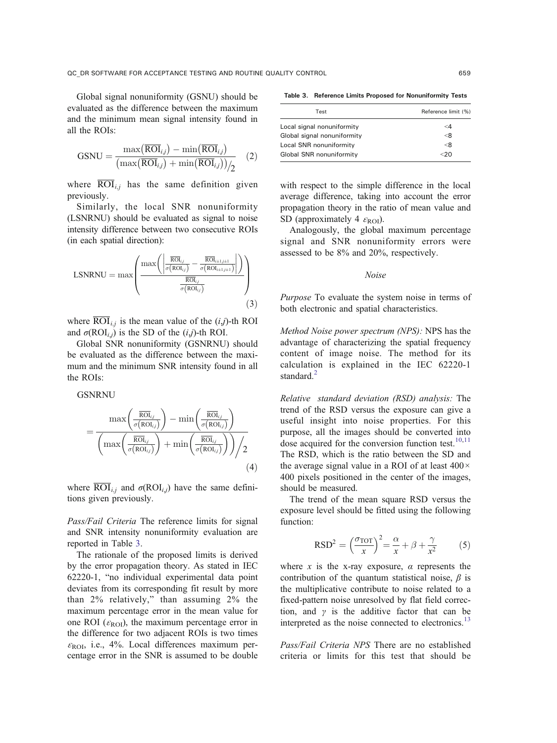Global signal nonuniformity (GSNU) should be evaluated as the difference between the maximum and the minimum mean signal intensity found in all the ROIs:

$$\mathrm{GSNU} = \frac{\max\left(\overline{\mathrm{ROI}}_{i,j}\right) - \min\left(\overline{\mathrm{ROI}}_{i,j}\right)}{\left(\max\left(\overline{\mathrm{ROI}}_{i,j}\right) + \min\left(\overline{\mathrm{ROI}}_{i,j}\right)\right)/2} \quad (2)$$

where $\overline{\mathrm{ROI}}_{i,j}$ has the same definition given previously.

Similarly, the local SNR nonuniformity (LSNRNU) should be evaluated as signal to noise intensity difference between two consecutive ROIs (in each spatial direction):

$$\mathrm{LSNRNU} = \max\left(\frac{\max\left(\left|\frac{\overline{\mathrm{ROI}}_{i,j}}{\sigma\left(\mathrm{ROI}_{i,j}\right)} - \frac{\overline{\mathrm{ROI}}_{i\pm1,j\pm1}}{\sigma\left(\mathrm{ROI}_{i\pm1,j\pm1}\right)}\right|\right)}{\frac{\overline{\mathrm{ROI}}_{i,j}}{\sigma\left(\mathrm{ROI}_{i,j}\right)}}\right) \quad (3)$$

where $\overline{\mathrm{ROI}}_{i,j}$ is the mean value of the $(i,j)$-th ROI and $\sigma(\mathrm{ROI}_{i,j})$ is the SD of the $(i,j)$-th ROI.

Global SNR nonuniformity (GSNRNU) should be evaluated as the difference between the maximum and the minimum SNR intensity found in all the ROIs:

$$\mathrm{GSNRNU} = \frac{\max\left(\frac{\overline{\mathrm{ROI}}_{i,j}}{\sigma\left(\mathrm{ROI}_{i,j}\right)}\right) - \min\left(\frac{\overline{\mathrm{ROI}}_{i,j}}{\sigma\left(\mathrm{ROI}_{i,j}\right)}\right)}{\left(\max\left(\frac{\overline{\mathrm{ROI}}_{i,j}}{\sigma\left(\mathrm{ROI}_{i,j}\right)}\right) + \min\left(\frac{\overline{\mathrm{ROI}}_{i,j}}{\sigma\left(\mathrm{ROI}_{i,j}\right)}\right)\right)/2} \quad (4)$$

where $\overline{\mathrm{ROI}}_{i,j}$ and $\sigma(\mathrm{ROI}_{i,j})$ have the same definitions given previously.

*Pass/Fail Criteria* The reference limits for signal and SNR intensity nonuniformity evaluation are reported in Table 3.

The rationale of the proposed limits is derived by the error propagation theory. As stated in IEC 62220-1, "no individual experimental data point deviates from its corresponding fit result by more than 2% relatively," than assuming 2% the maximum percentage error in the mean value for one ROI ($\varepsilon_{\mathrm{ROI}}$), the maximum percentage error in the difference for two adjacent ROIs is two times $\varepsilon_{\mathrm{ROI}}$, i.e., 4%. Local differences maximum percentage error in the SNR is assumed to be double with respect to the simple difference in the local average difference, taking into account the error propagation theory in the ratio of mean value and SD (approximately 4 $\varepsilon_{\mathrm{ROI}}$).

Analogously, the global maximum percentage signal and SNR nonuniformity errors were assessed to be 8% and 20%, respectively.

**Table 3. Reference Limits Proposed for Nonuniformity Tests**

| Test | Reference limit (%) |
| --- | --- |
| Local signal nonuniformity | <4 |
| Global signal nonuniformity | <8 |
| Local SNR nonuniformity | <8 |
| Global SNR nonuniformity | <20 |

## *Noise*

*Purpose* To evaluate the system noise in terms of both electronic and spatial characteristics.

*Method Noise power spectrum (NPS):* NPS has the advantage of characterizing the spatial frequency content of image noise. The method for its calculation is explained in the IEC 62220-1 standard.[2]

*Relative standard deviation (RSD) analysis:* The trend of the RSD versus the exposure can give a useful insight into noise properties. For this purpose, all the images should be converted into dose acquired for the conversion function test.[10,11] The RSD, which is the ratio between the SD and the average signal value in a ROI of at least 400 × 400 pixels positioned in the center of the images, should be measured.

The trend of the mean square RSD versus the exposure level should be fitted using the following function:

$$\mathrm{RSD}^2 = \left(\frac{\sigma_{\mathrm{TOT}}}{x}\right)^2 = \frac{\alpha}{x} + \beta + \frac{\gamma}{x^2} \quad (5)$$

where $x$ is the x-ray exposure, $\alpha$ represents the contribution of the quantum statistical noise, $\beta$ is the multiplicative contribute to noise related to a fixed-pattern noise unresolved by flat field correction, and $\gamma$ is the additive factor that can be interpreted as the noise connected to electronics.[13]

*Pass/Fail Criteria NPS* There are no established criteria or limits for this test that should be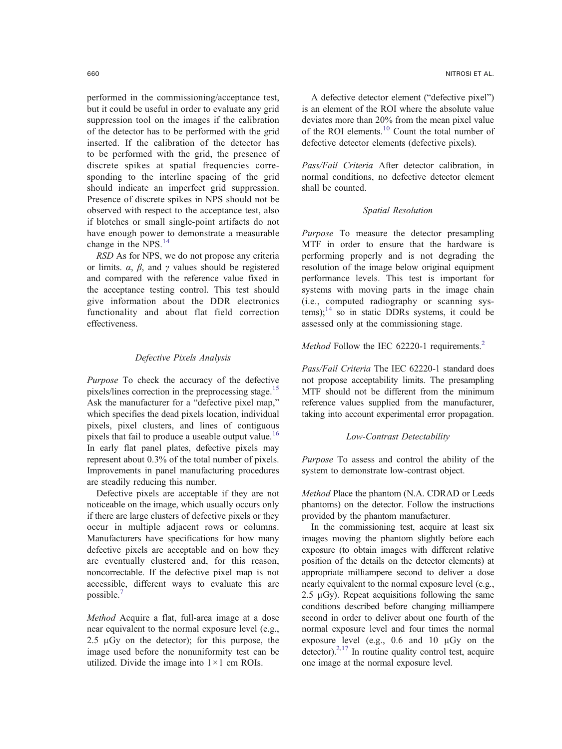performed in the commissioning/acceptance test, but it could be useful in order to evaluate any grid suppression tool on the images if the calibration of the detector has to be performed with the grid inserted. If the calibration of the detector has to be performed with the grid, the presence of discrete spikes at spatial frequencies corresponding to the interline spacing of the grid should indicate an imperfect grid suppression. Presence of discrete spikes in NPS should not be observed with respect to the acceptance test, also if blotches or small single-point artifacts do not have enough power to demonstrate a measurable change in the NPS.[14]

*RSD* As for NPS, we do not propose any criteria or limits. $\alpha$, $\beta$, and $\gamma$ values should be registered and compared with the reference value fixed in the acceptance testing control. This test should give information about the DDR electronics functionality and about flat field correction effectiveness.

### *Defective Pixels Analysis*

*Purpose* To check the accuracy of the defective pixels/lines correction in the preprocessing stage.[15] Ask the manufacturer for a "defective pixel map," which specifies the dead pixels location, individual pixels, pixel clusters, and lines of contiguous pixels that fail to produce a useable output value.[16] In early flat panel plates, defective pixels may represent about 0.3% of the total number of pixels. Improvements in panel manufacturing procedures are steadily reducing this number.

Defective pixels are acceptable if they are not noticeable on the image, which usually occurs only if there are large clusters of defective pixels or they occur in multiple adjacent rows or columns. Manufacturers have specifications for how many defective pixels are acceptable and on how they are eventually clustered and, for this reason, noncorrectable. If the defective pixel map is not accessible, different ways to evaluate this are possible.[7]

*Method* Acquire a flat, full-area image at a dose near equivalent to the normal exposure level (e.g., 2.5 μGy on the detector); for this purpose, the image used before the nonuniformity test can be utilized. Divide the image into $1 \times 1$ cm ROIs.

A defective detector element ("defective pixel") is an element of the ROI where the absolute value deviates more than 20% from the mean pixel value of the ROI elements.[10] Count the total number of defective detector elements (defective pixels).

*Pass/Fail Criteria* After detector calibration, in normal conditions, no defective detector element shall be counted.

### *Spatial Resolution*

*Purpose* To measure the detector presampling MTF in order to ensure that the hardware is performing properly and is not degrading the resolution of the image below original equipment performance levels. This test is important for systems with moving parts in the image chain (i.e., computed radiography or scanning systems);[14] so in static DDRs systems, it could be assessed only at the commissioning stage.

*Method* Follow the IEC 62220-1 requirements.[2]

*Pass/Fail Criteria* The IEC 62220-1 standard does not propose acceptability limits. The presampling MTF should not be different from the minimum reference values supplied from the manufacturer, taking into account experimental error propagation.

### *Low-Contrast Detectability*

*Purpose* To assess and control the ability of the system to demonstrate low-contrast object.

*Method* Place the phantom (N.A. CDRAD or Leeds phantoms) on the detector. Follow the instructions provided by the phantom manufacturer.

In the commissioning test, acquire at least six images moving the phantom slightly before each exposure (to obtain images with different relative position of the details on the detector elements) at appropriate milliampere second to deliver a dose nearly equivalent to the normal exposure level (e.g., 2.5 μGy). Repeat acquisitions following the same conditions described before changing milliampere second in order to deliver about one fourth of the normal exposure level and four times the normal exposure level (e.g., 0.6 and 10 μGy on the detector).[2,17] In routine quality control test, acquire one image at the normal exposure level.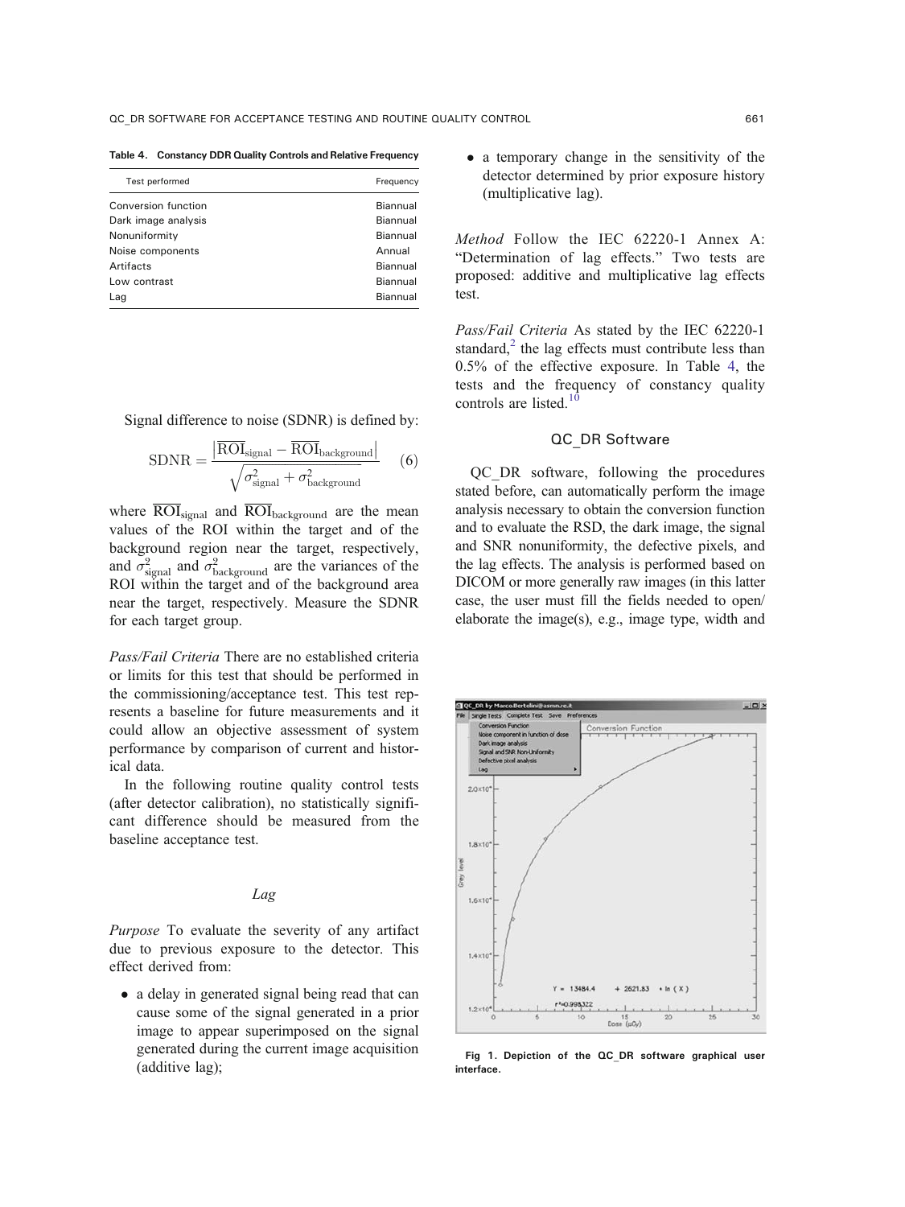**Table 4. Constancy DDR Quality Controls and Relative Frequency**

| Test performed | Frequency |
|---|---|
| Conversion function | Biannual |
| Dark image analysis | Biannual |
| Nonuniformity | Biannual |
| Noise components | Annual |
| Artifacts | Biannual |
| Low contrast | Biannual |
| Lag | Biannual |

Signal difference to noise (SDNR) is defined by:

$$\mathrm{SDNR} = \frac{\left|\overline{\mathrm{ROI}}_{\mathrm{signal}} - \overline{\mathrm{ROI}}_{\mathrm{background}}\right|}{\sqrt{\sigma^2_{\mathrm{signal}} + \sigma^2_{\mathrm{background}}}} \quad (6)$$

where $\overline{\mathrm{ROI}}_{\mathrm{signal}}$ and $\overline{\mathrm{ROI}}_{\mathrm{background}}$ are the mean values of the ROI within the target and of the background region near the target, respectively, and $\sigma^2_{\mathrm{signal}}$ and $\sigma^2_{\mathrm{background}}$ are the variances of the ROI within the target and of the background area near the target, respectively. Measure the SDNR for each target group.

*Pass/Fail Criteria* There are no established criteria or limits for this test that should be performed in the commissioning/acceptance test. This test represents a baseline for future measurements and it could allow an objective assessment of system performance by comparison of current and historical data.

In the following routine quality control tests (after detector calibration), no statistically significant difference should be measured from the baseline acceptance test.

### *Lag*

*Purpose* To evaluate the severity of any artifact due to previous exposure to the detector. This effect derived from:

- a delay in generated signal being read that can cause some of the signal generated in a prior image to appear superimposed on the signal generated during the current image acquisition (additive lag);
- a temporary change in the sensitivity of the detector determined by prior exposure history (multiplicative lag).

*Method* Follow the IEC 62220-1 Annex A: "Determination of lag effects." Two tests are proposed: additive and multiplicative lag effects test.

*Pass/Fail Criteria* As stated by the IEC 62220-1 standard,[2] the lag effects must contribute less than 0.5% of the effective exposure. In Table 4, the tests and the frequency of constancy quality controls are listed.[10]

## QC_DR Software

QC_DR software, following the procedures stated before, can automatically perform the image analysis necessary to obtain the conversion function and to evaluate the RSD, the dark image, the signal and SNR nonuniformity, the defective pixels, and the lag effects. The analysis is performed based on DICOM or more generally raw images (in this latter case, the user must fill the fields needed to open/elaborate the image(s), e.g., image type, width and

**Fig 1. Depiction of the QC_DR software graphical user interface.**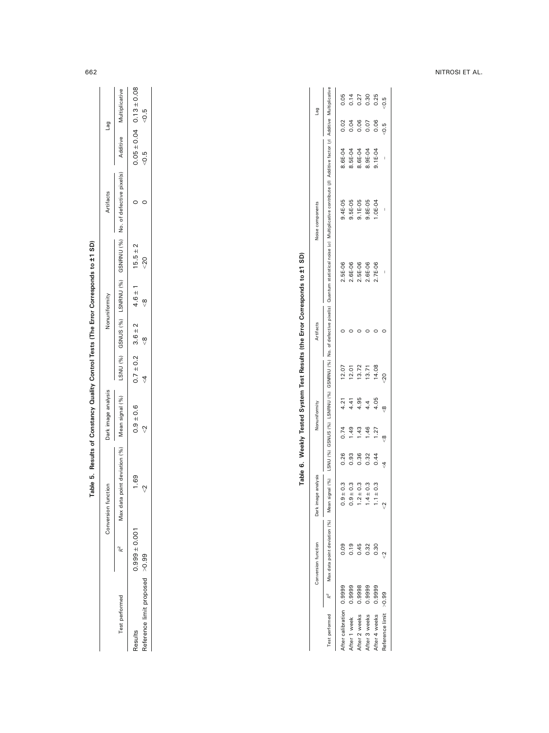**Table 5. Results of Constancy Quality Control Tests (The Error Corresponds to ±1 SD)**

| Test performed | Conversion function | | Dark image analysis | Nonuniformity | | | | Artifacts | Lag | |
|---|---|---|---|---|---|---|---|---|---|---|
| | $R^2$ | Max data point deviation (%) | Mean signal (%) | LSNU (%) | GSNUS (%) | LSNRNU (%) | GSNRNU (%) | No. of defective pixel(s) | Additive | Multiplicative |
| Results | $0.999 \pm 0.001$ | 1.69 | $0.9 \pm 0.6$ | $0.7 \pm 0.2$ | $3.6 \pm 2$ | $4.6 \pm 1$ | $15.5 \pm 2$ | 0 | $0.05 \pm 0.04$ | $0.13 \pm 0.08$ |
| Reference limit proposed | >0.99 | <2 | <2 | <4 | <8 | <8 | <20 | 0 | <0.5 | <0.5 |

**Table 6. Weekly Tested System Test Results (the Error Corresponds to ±1 SD)**

| Test performed | Conversion function | | Dark image analysis | Nonuniformity | | | | Artifacts | Noise components | | | Lag | |
|---|---|---|---|---|---|---|---|---|---|---|---|---|---|
| | $R^2$ | Max data point deviation (%) | Mean signal (%) | LSNU (%) | GSNUS (%) | LSNRNU (%) | GSNRNU (%) | No. of defective pixel(s) | Quantum statistical noise ($\alpha$) | Multiplicative contribute ($\beta$) | Additive factor ($\gamma$) | Additive | Multiplicative |
| After calibration | 0.9999 | 0.09 | $0.9 \pm 0.3$ | 0.26 | 0.74 | 4.21 | 12.07 | 0 | 2.5E-06 | 9.4E-05 | 8.6E-04 | 0.02 | 0.05 |
| After 1 week | 0.9999 | 0.19 | $0.9 \pm 0.3$ | 0.93 | 1.49 | 4.41 | 12.01 | 0 | 2.6E-06 | 9.5E-05 | 8.5E-04 | 0.04 | 0.14 |
| After 2 weeks | 0.9998 | 0.45 | $1.2 \pm 0.3$ | 0.36 | 1.43 | 4.95 | 13.72 | 0 | 2.5E-06 | 9.1E-05 | 8.6E-04 | 0.06 | 0.27 |
| After 3 weeks | 0.9999 | 0.32 | $1.4 \pm 0.3$ | 0.32 | 1.46 | 4.4 | 13.71 | 0 | 2.6E-06 | 9.8E-05 | 8.9E-04 | 0.07 | 0.30 |
| After 4 weeks | 0.9999 | 0.30 | $1.1 \pm 0.3$ | 0.44 | 1.27 | 4.05 | 14.08 | 0 | 2.7E-06 | 1.0E-04 | 9.1E-04 | 0.06 | 0.25 |
| Reference limit | >0.99 | <2 | <2 | <4 | <8 | <8 | <20 | 0 | – | – | – | <0.5 | <0.5 |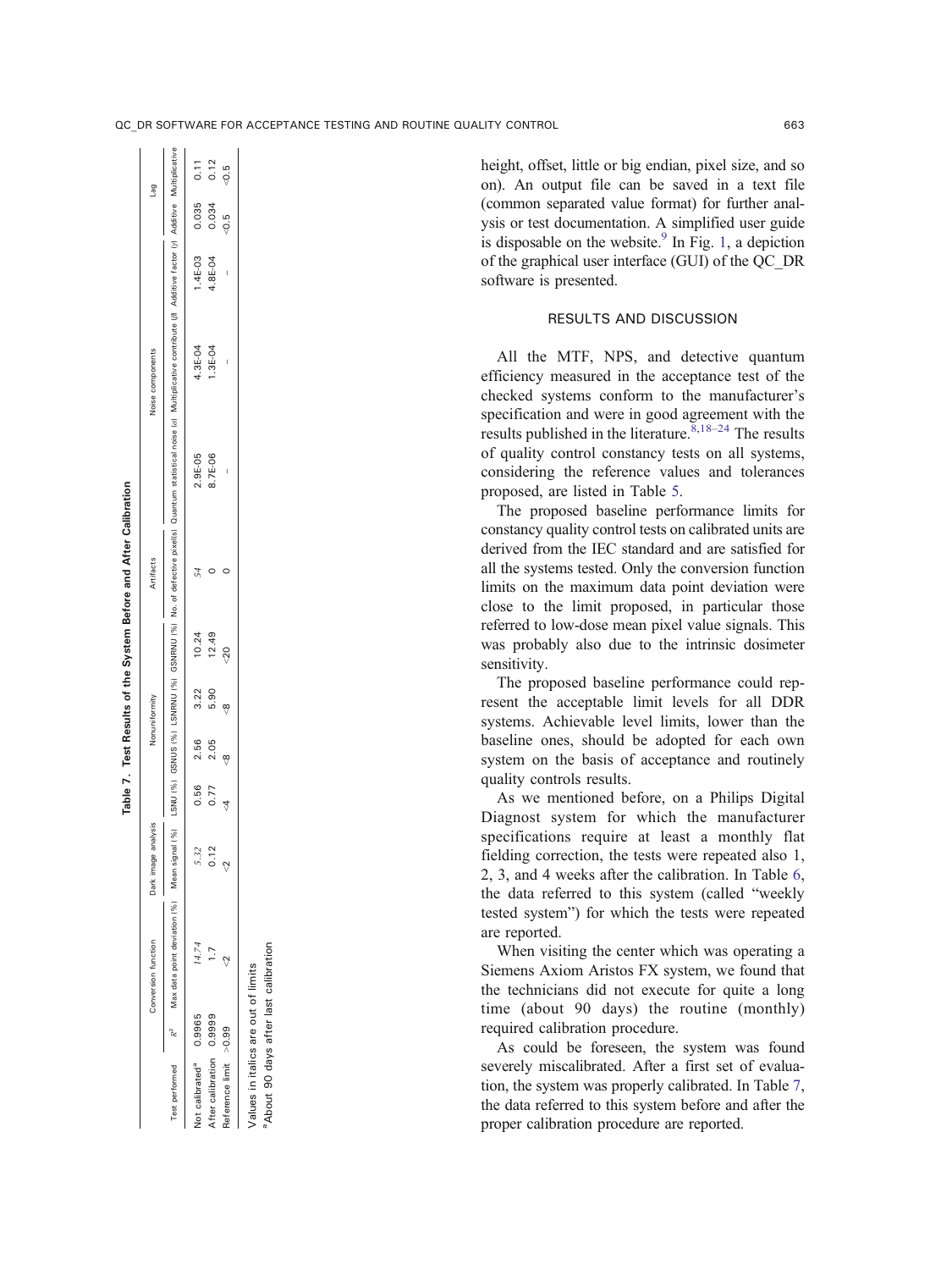**Table 7. Test Results of the System Before and After Calibration**

| Test performed | Conversion function | | Dark image analysis | Nonuniformity | | | | Artifacts | Noise components | | | Lag | |
|---|---|---|---|---|---|---|---|---|---|---|---|---|---|
| | $R^2$ | Max data point deviation (%) | Mean signal (%) | LSNU (%) | GSNUS (%) | LSNRNU (%) | GSNRNU (%) | No. of defective pixel(s) | Quantum statistical noise ($\alpha$) | Multiplicative contribute ($\beta$) | Additive factor ($\gamma$) | Additive | Multiplicative |
| Not calibrated[a] | 0.9965 | *14.74* | *5.32* | 0.56 | 2.56 | 3.22 | 10.24 | *54* | 2.9E-05 | 4.3E-04 | 1.4E-03 | 0.035 | 0.11 |
| After calibration | 0.9999 | 1.7 | 0.12 | 0.77 | 2.05 | 5.90 | 12.49 | 0 | 8.7E-06 | 1.3E-04 | 4.8E-04 | 0.034 | 0.12 |
| Reference limit | >0.99 | <2 | <2 | <4 | <8 | <8 | <20 | 0 | – | – | – | <0.5 | <0.5 |

Values in italics are out of limits

[a]About 90 days after last calibration

height, offset, little or big endian, pixel size, and so on). An output file can be saved in a text file (common separated value format) for further analysis or test documentation. A simplified user guide is disposable on the website.[9] In Fig. 1, a depiction of the graphical user interface (GUI) of the QC_DR software is presented.

## RESULTS AND DISCUSSION

All the MTF, NPS, and detective quantum efficiency measured in the acceptance test of the checked systems conform to the manufacturer's specification and were in good agreement with the results published in the literature.[8,18–24] The results of quality control constancy tests on all systems, considering the reference values and tolerances proposed, are listed in Table 5.

The proposed baseline performance limits for constancy quality control tests on calibrated units are derived from the IEC standard and are satisfied for all the systems tested. Only the conversion function limits on the maximum data point deviation were close to the limit proposed, in particular those referred to low-dose mean pixel value signals. This was probably also due to the intrinsic dosimeter sensitivity.

The proposed baseline performance could represent the acceptable limit levels for all DDR systems. Achievable level limits, lower than the baseline ones, should be adopted for each own system on the basis of acceptance and routinely quality controls results.

As we mentioned before, on a Philips Digital Diagnost system for which the manufacturer specifications require at least a monthly flat fielding correction, the tests were repeated also 1, 2, 3, and 4 weeks after the calibration. In Table 6, the data referred to this system (called "weekly tested system") for which the tests were repeated are reported.

When visiting the center which was operating a Siemens Axiom Aristos FX system, we found that the technicians did not execute for quite a long time (about 90 days) the routine (monthly) required calibration procedure.

As could be foreseen, the system was found severely miscalibrated. After a first set of evaluation, the system was properly calibrated. In Table 7, the data referred to this system before and after the proper calibration procedure are reported.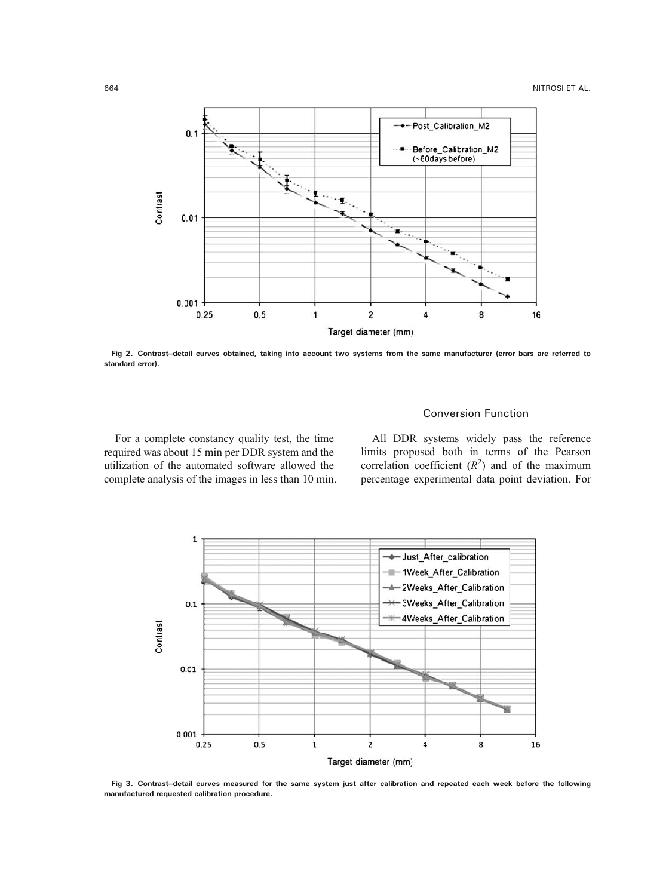Fig 2. Contrast–detail curves obtained, taking into account two systems from the same manufacturer (error bars are referred to standard error).

For a complete constancy quality test, the time required was about 15 min per DDR system and the utilization of the automated software allowed the complete analysis of the images in less than 10 min.

## Conversion Function

All DDR systems widely pass the reference limits proposed both in terms of the Pearson correlation coefficient ($R^2$) and of the maximum percentage experimental data point deviation. For

Fig 3. Contrast–detail curves measured for the same system just after calibration and repeated each week before the following manufactured requested calibration procedure.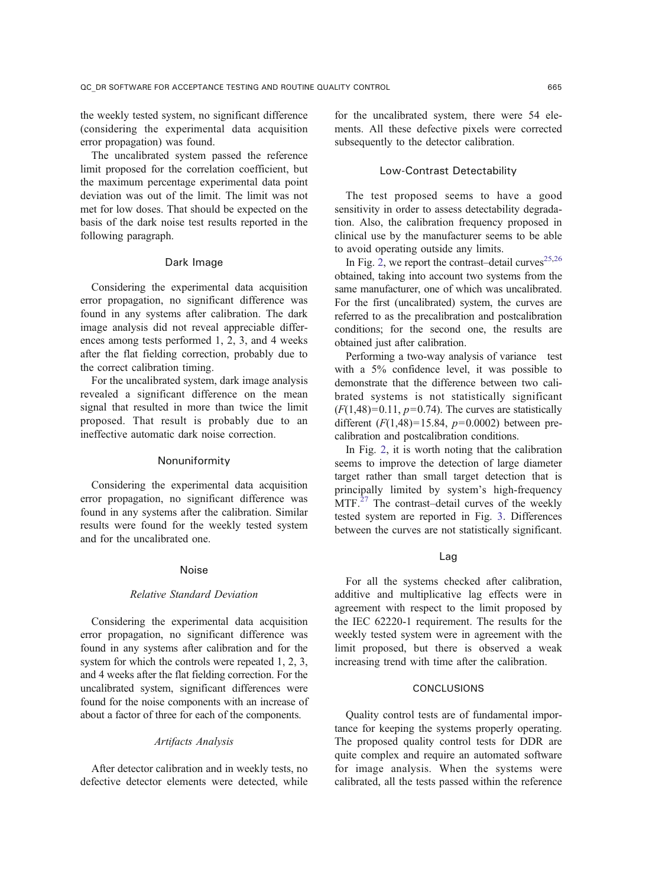the weekly tested system, no significant difference (considering the experimental data acquisition error propagation) was found.

The uncalibrated system passed the reference limit proposed for the correlation coefficient, but the maximum percentage experimental data point deviation was out of the limit. The limit was not met for low doses. That should be expected on the basis of the dark noise test results reported in the following paragraph.

### Dark Image

Considering the experimental data acquisition error propagation, no significant difference was found in any systems after calibration. The dark image analysis did not reveal appreciable differences among tests performed 1, 2, 3, and 4 weeks after the flat fielding correction, probably due to the correct calibration timing.

For the uncalibrated system, dark image analysis revealed a significant difference on the mean signal that resulted in more than twice the limit proposed. That result is probably due to an ineffective automatic dark noise correction.

### Nonuniformity

Considering the experimental data acquisition error propagation, no significant difference was found in any systems after the calibration. Similar results were found for the weekly tested system and for the uncalibrated one.

### Noise

#### *Relative Standard Deviation*

Considering the experimental data acquisition error propagation, no significant difference was found in any systems after calibration and for the system for which the controls were repeated 1, 2, 3, and 4 weeks after the flat fielding correction. For the uncalibrated system, significant differences were found for the noise components with an increase of about a factor of three for each of the components.

#### *Artifacts Analysis*

After detector calibration and in weekly tests, no defective detector elements were detected, while for the uncalibrated system, there were 54 elements. All these defective pixels were corrected subsequently to the detector calibration.

### Low-Contrast Detectability

The test proposed seems to have a good sensitivity in order to assess detectability degradation. Also, the calibration frequency proposed in clinical use by the manufacturer seems to be able to avoid operating outside any limits.

In Fig. 2, we report the contrast–detail curves[25,26] obtained, taking into account two systems from the same manufacturer, one of which was uncalibrated. For the first (uncalibrated) system, the curves are referred to as the precalibration and postcalibration conditions; for the second one, the results are obtained just after calibration.

Performing a two-way analysis of variance test with a 5% confidence level, it was possible to demonstrate that the difference between two calibrated systems is not statistically significant ($F(1,48)=0.11$, $p=0.74$). The curves are statistically different ($F(1,48)=15.84$, $p=0.0002$) between precalibration and postcalibration conditions.

In Fig. 2, it is worth noting that the calibration seems to improve the detection of large diameter target rather than small target detection that is principally limited by system's high-frequency MTF.[27] The contrast–detail curves of the weekly tested system are reported in Fig. 3. Differences between the curves are not statistically significant.

### Lag

For all the systems checked after calibration, additive and multiplicative lag effects were in agreement with respect to the limit proposed by the IEC 62220-1 requirement. The results for the weekly tested system were in agreement with the limit proposed, but there is observed a weak increasing trend with time after the calibration.

## CONCLUSIONS

Quality control tests are of fundamental importance for keeping the systems properly operating. The proposed quality control tests for DDR are quite complex and require an automated software for image analysis. When the systems were calibrated, all the tests passed within the reference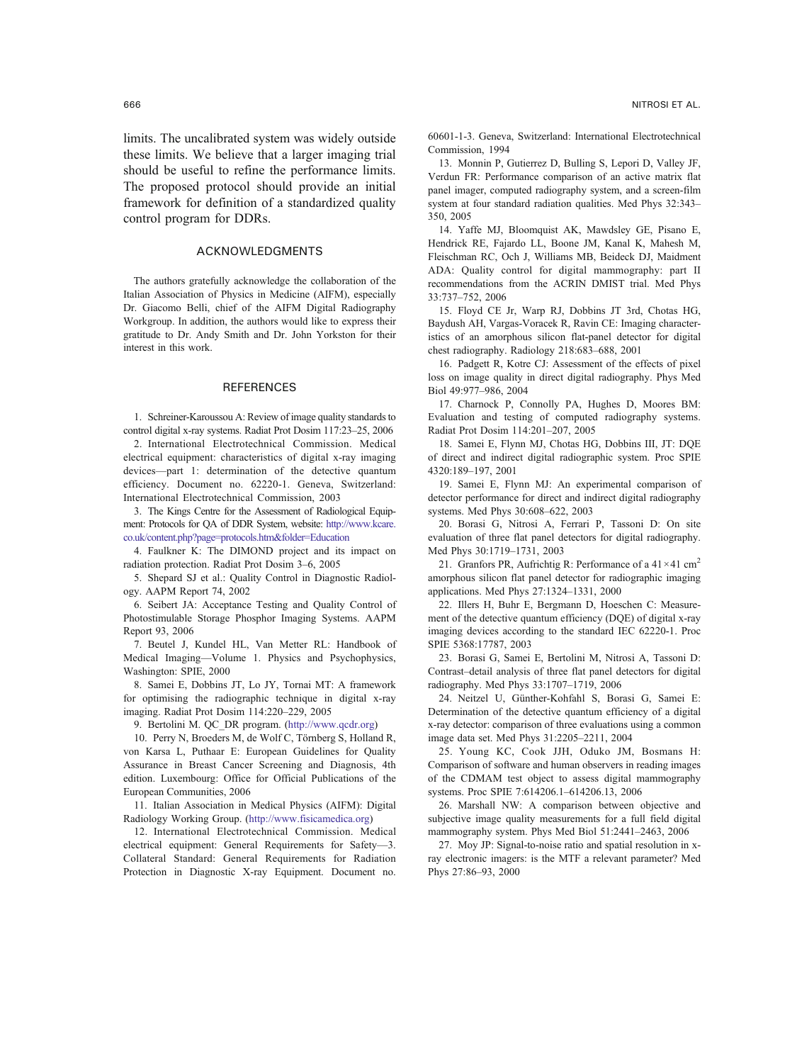limits. The uncalibrated system was widely outside these limits. We believe that a larger imaging trial should be useful to refine the performance limits. The proposed protocol should provide an initial framework for definition of a standardized quality control program for DDRs.

## ACKNOWLEDGMENTS

The authors gratefully acknowledge the collaboration of the Italian Association of Physics in Medicine (AIFM), especially Dr. Giacomo Belli, chief of the AIFM Digital Radiography Workgroup. In addition, the authors would like to express their gratitude to Dr. Andy Smith and Dr. John Yorkston for their interest in this work.

## REFERENCES

1. Schreiner-Karoussou A: Review of image quality standards to control digital x-ray systems. Radiat Prot Dosim 117:23–25, 2006

2. International Electrotechnical Commission. Medical electrical equipment: characteristics of digital x-ray imaging devices—part 1: determination of the detective quantum efficiency. Document no. 62220-1. Geneva, Switzerland: International Electrotechnical Commission, 2003

3. The Kings Centre for the Assessment of Radiological Equipment: Protocols for QA of DDR System, website: http://www.kcare.co.uk/content.php?page=protocols.htm&folder=Education

4. Faulkner K: The DIMOND project and its impact on radiation protection. Radiat Prot Dosim 3–6, 2005

5. Shepard SJ et al.: Quality Control in Diagnostic Radiology. AAPM Report 74, 2002

6. Seibert JA: Acceptance Testing and Quality Control of Photostimulable Storage Phosphor Imaging Systems. AAPM Report 93, 2006

7. Beutel J, Kundel HL, Van Metter RL: Handbook of Medical Imaging—Volume 1. Physics and Psychophysics, Washington: SPIE, 2000

8. Samei E, Dobbins JT, Lo JY, Tornai MT: A framework for optimising the radiographic technique in digital x-ray imaging. Radiat Prot Dosim 114:220–229, 2005

9. Bertolini M. QC_DR program. (http://www.qcdr.org)

10. Perry N, Broeders M, de Wolf C, Törnberg S, Holland R, von Karsa L, Puthaar E: European Guidelines for Quality Assurance in Breast Cancer Screening and Diagnosis, 4th edition. Luxembourg: Office for Official Publications of the European Communities, 2006

11. Italian Association in Medical Physics (AIFM): Digital Radiology Working Group. (http://www.fisicamedica.org)

12. International Electrotechnical Commission. Medical electrical equipment: General Requirements for Safety—3. Collateral Standard: General Requirements for Radiation Protection in Diagnostic X-ray Equipment. Document no. 60601-1-3. Geneva, Switzerland: International Electrotechnical Commission, 1994

13. Monnin P, Gutierrez D, Bulling S, Lepori D, Valley JF, Verdun FR: Performance comparison of an active matrix flat panel imager, computed radiography system, and a screen-film system at four standard radiation qualities. Med Phys 32:343–350, 2005

14. Yaffe MJ, Bloomquist AK, Mawdsley GE, Pisano E, Hendrick RE, Fajardo LL, Boone JM, Kanal K, Mahesh M, Fleischman RC, Och J, Williams MB, Beideck DJ, Maidment ADA: Quality control for digital mammography: part II recommendations from the ACRIN DMIST trial. Med Phys 33:737–752, 2006

15. Floyd CE Jr, Warp RJ, Dobbins JT 3rd, Chotas HG, Baydush AH, Vargas-Voracek R, Ravin CE: Imaging characteristics of an amorphous silicon flat-panel detector for digital chest radiography. Radiology 218:683–688, 2001

16. Padgett R, Kotre CJ: Assessment of the effects of pixel loss on image quality in direct digital radiography. Phys Med Biol 49:977–986, 2004

17. Charnock P, Connolly PA, Hughes D, Moores BM: Evaluation and testing of computed radiography systems. Radiat Prot Dosim 114:201–207, 2005

18. Samei E, Flynn MJ, Chotas HG, Dobbins III, JT: DQE of direct and indirect digital radiographic system. Proc SPIE 4320:189–197, 2001

19. Samei E, Flynn MJ: An experimental comparison of detector performance for direct and indirect digital radiography systems. Med Phys 30:608–622, 2003

20. Borasi G, Nitrosi A, Ferrari P, Tassoni D: On site evaluation of three flat panel detectors for digital radiography. Med Phys 30:1719–1731, 2003

21. Granfors PR, Aufrichtig R: Performance of a $41 \times 41$ cm$^2$ amorphous silicon flat panel detector for radiographic imaging applications. Med Phys 27:1324–1331, 2000

22. Illers H, Buhr E, Bergmann D, Hoeschen C: Measurement of the detective quantum efficiency (DQE) of digital x-ray imaging devices according to the standard IEC 62220-1. Proc SPIE 5368:17787, 2003

23. Borasi G, Samei E, Bertolini M, Nitrosi A, Tassoni D: Contrast–detail analysis of three flat panel detectors for digital radiography. Med Phys 33:1707–1719, 2006

24. Neitzel U, Günther-Kohfahl S, Borasi G, Samei E: Determination of the detective quantum efficiency of a digital x-ray detector: comparison of three evaluations using a common image data set. Med Phys 31:2205–2211, 2004

25. Young KC, Cook JJH, Oduko JM, Bosmans H: Comparison of software and human observers in reading images of the CDMAM test object to assess digital mammography systems. Proc SPIE 7:614206.1–614206.13, 2006

26. Marshall NW: A comparison between objective and subjective image quality measurements for a full field digital mammography system. Phys Med Biol 51:2441–2463, 2006

27. Moy JP: Signal-to-noise ratio and spatial resolution in x-ray electronic imagers: is the MTF a relevant parameter? Med Phys 27:86–93, 2000